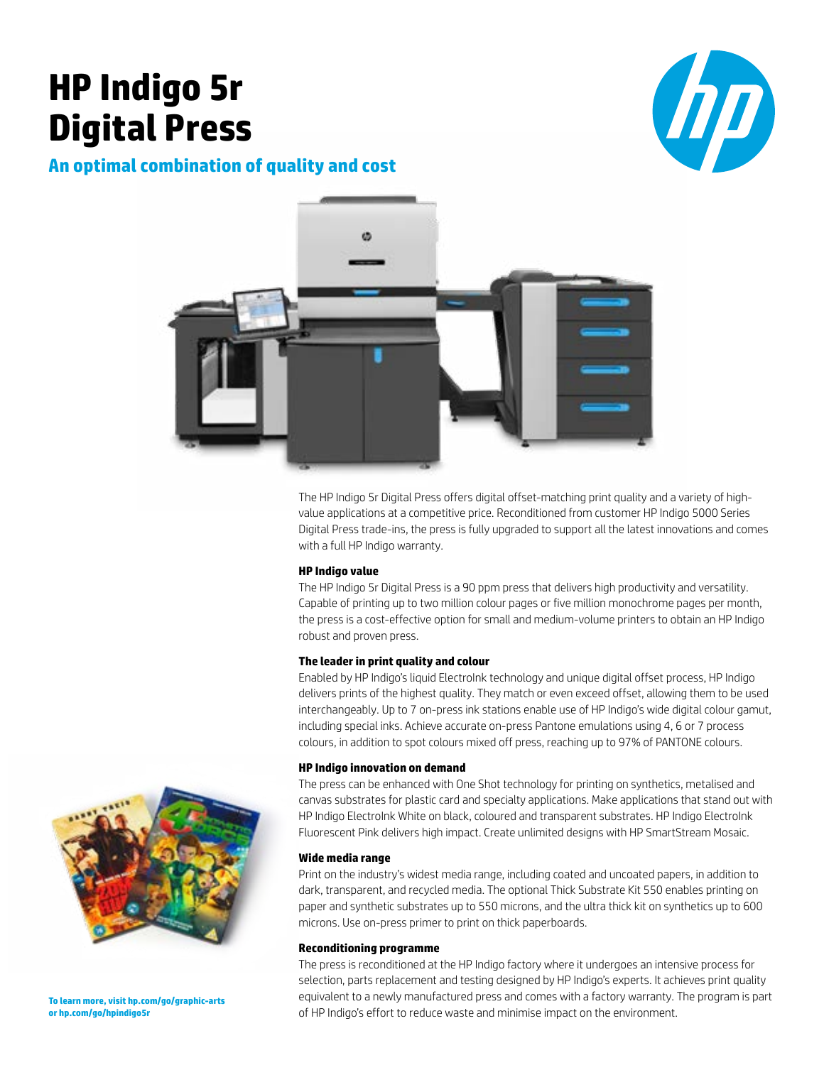# HP Indigo 5r Digital Press

## An optimal combination of quality and cost

The HP Indigo 5r Digital Press offers digital offset-matching print quality and a variety of high-value applications at a competitive price. Reconditioned from customer HP Indigo 5000 Series Digital Press trade-ins, the press is fully upgraded to support all the latest innovations and comes with a full HP Indigo warranty.

### HP Indigo value

The HP Indigo 5r Digital Press is a 90 ppm press that delivers high productivity and versatility. Capable of printing up to two million colour pages or five million monochrome pages per month, the press is a cost-effective option for small and medium-volume printers to obtain an HP Indigo robust and proven press.

### The leader in print quality and colour

Enabled by HP Indigo's liquid ElectroInk technology and unique digital offset process, HP Indigo delivers prints of the highest quality. They match or even exceed offset, allowing them to be used interchangeably. Up to 7 on-press ink stations enable use of HP Indigo's wide digital colour gamut, including special inks. Achieve accurate on-press Pantone emulations using 4, 6 or 7 process colours, in addition to spot colours mixed off press, reaching up to 97% of PANTONE colours.

### HP Indigo innovation on demand

The press can be enhanced with One Shot technology for printing on synthetics, metalised and canvas substrates for plastic card and specialty applications. Make applications that stand out with HP Indigo ElectroInk White on black, coloured and transparent substrates. HP Indigo ElectroInk Fluorescent Pink delivers high impact. Create unlimited designs with HP SmartStream Mosaic.

### Wide media range

Print on the industry's widest media range, including coated and uncoated papers, in addition to dark, transparent, and recycled media. The optional Thick Substrate Kit 550 enables printing on paper and synthetic substrates up to 550 microns, and the ultra thick kit on synthetics up to 600 microns. Use on-press primer to print on thick paperboards.

### Reconditioning programme

The press is reconditioned at the HP Indigo factory where it undergoes an intensive process for selection, parts replacement and testing designed by HP Indigo's experts. It achieves print quality equivalent to a newly manufactured press and comes with a factory warranty. The program is part of HP Indigo's effort to reduce waste and minimise impact on the environment.

**To learn more, visit hp.com/go/graphic-arts or hp.com/go/hpindigo5r**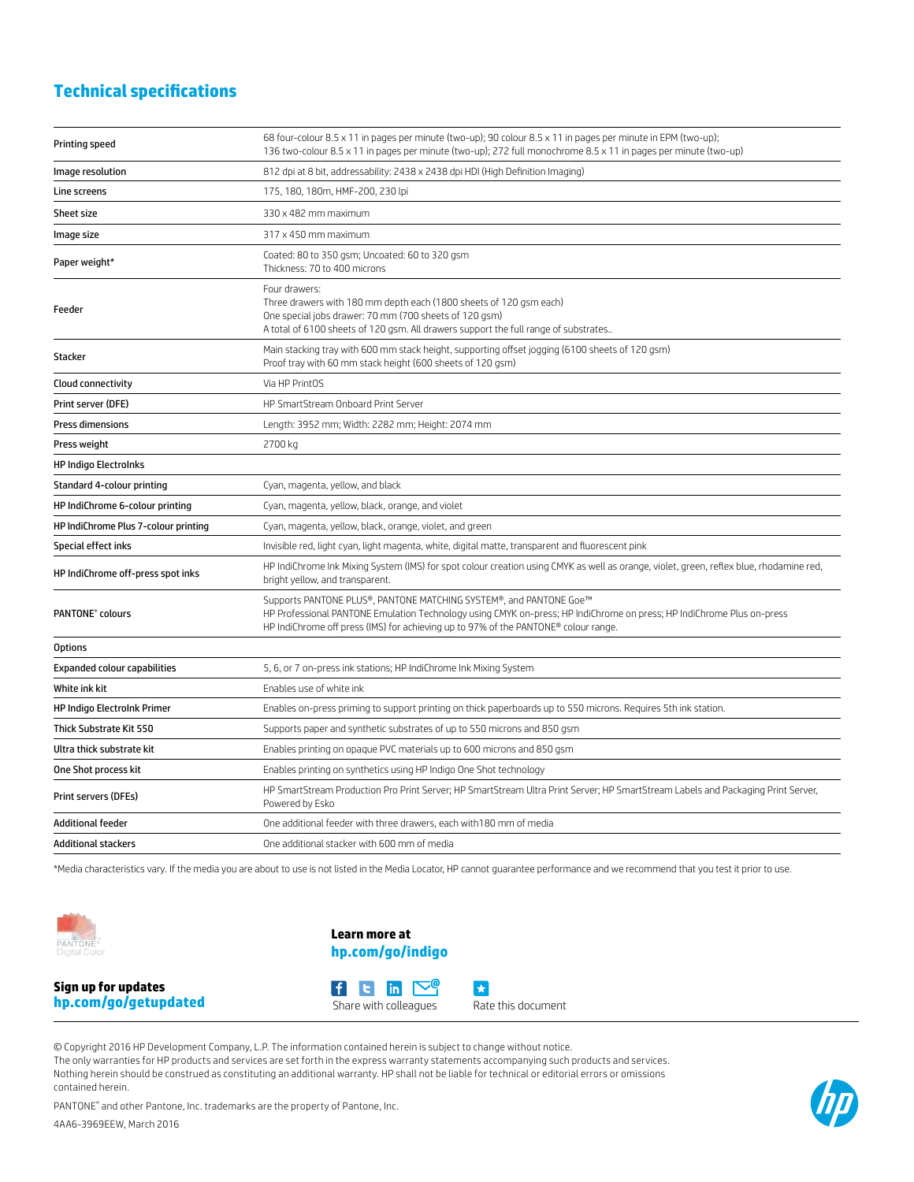## Technical specifications

| | |
|---|---|
| Printing speed | 68 four-colour 8.5 x 11 in pages per minute (two-up); 90 colour 8.5 x 11 in pages per minute in EPM (two-up); 136 two-colour 8.5 x 11 in pages per minute (two-up); 272 full monochrome 8.5 x 11 in pages per minute (two-up) |
| Image resolution | 812 dpi at 8 bit, addressability: 2438 x 2438 dpi HDI (High Definition Imaging) |
| Line screens | 175, 180, 180m, HMF-200, 230 lpi |
| Sheet size | 330 x 482 mm maximum |
| Image size | 317 x 450 mm maximum |
| Paper weight* | Coated: 80 to 350 gsm; Uncoated: 60 to 320 gsm<br>Thickness: 70 to 400 microns |
| Feeder | Four drawers:<br>Three drawers with 180 mm depth each (1800 sheets of 120 gsm each)<br>One special jobs drawer: 70 mm (700 sheets of 120 gsm)<br>A total of 6100 sheets of 120 gsm. All drawers support the full range of substrates.. |
| Stacker | Main stacking tray with 600 mm stack height, supporting offset jogging (6100 sheets of 120 gsm)<br>Proof tray with 60 mm stack height (600 sheets of 120 gsm) |
| Cloud connectivity | Via HP PrintOS |
| Print server (DFE) | HP SmartStream Onboard Print Server |
| Press dimensions | Length: 3952 mm; Width: 2282 mm; Height: 2074 mm |
| Press weight | 2700 kg |
| **HP Indigo ElectroInks** | |
| Standard 4-colour printing | Cyan, magenta, yellow, and black |
| HP IndiChrome 6-colour printing | Cyan, magenta, yellow, black, orange, and violet |
| HP IndiChrome Plus 7-colour printing | Cyan, magenta, yellow, black, orange, violet, and green |
| Special effect inks | Invisible red, light cyan, light magenta, white, digital matte, transparent and fluorescent pink |
| HP IndiChrome off-press spot inks | HP IndiChrome Ink Mixing System (IMS) for spot colour creation using CMYK as well as orange, violet, green, reflex blue, rhodamine red, bright yellow, and transparent. |
| PANTONE® colours | Supports PANTONE PLUS®, PANTONE MATCHING SYSTEM®, and PANTONE Goe™<br>HP Professional PANTONE Emulation Technology using CMYK on-press; HP IndiChrome on press; HP IndiChrome Plus on-press<br>HP IndiChrome off press (IMS) for achieving up to 97% of the PANTONE® colour range. |
| **Options** | |
| Expanded colour capabilities | 5, 6, or 7 on-press ink stations; HP IndiChrome Ink Mixing System |
| White ink kit | Enables use of white ink |
| HP Indigo ElectroInk Primer | Enables on-press priming to support printing on thick paperboards up to 550 microns. Requires 5th ink station. |
| Thick Substrate Kit 550 | Supports paper and synthetic substrates of up to 550 microns and 850 gsm |
| Ultra thick substrate kit | Enables printing on opaque PVC materials up to 600 microns and 850 gsm |
| One Shot process kit | Enables printing on synthetics using HP Indigo One Shot technology |
| Print servers (DFEs) | HP SmartStream Production Pro Print Server; HP SmartStream Ultra Print Server; HP SmartStream Labels and Packaging Print Server, Powered by Esko |
| Additional feeder | One additional feeder with three drawers, each with180 mm of media |
| Additional stackers | One additional stacker with 600 mm of media |

*Media characteristics vary. If the media you are about to use is not listed in the Media Locator, HP cannot guarantee performance and we recommend that you test it prior to use.

PANTONE® Digital Color

**Learn more at**
**hp.com/go/indigo**

**Sign up for updates**
**hp.com/go/getupdated**

Share with colleagues

Rate this document

© Copyright 2016 HP Development Company, L.P. The information contained herein is subject to change without notice. The only warranties for HP products and services are set forth in the express warranty statements accompanying such products and services. Nothing herein should be construed as constituting an additional warranty. HP shall not be liable for technical or editorial errors or omissions contained herein.

PANTONE® and other Pantone, Inc. trademarks are the property of Pantone, Inc.

4AA6-3969EEW, March 2016